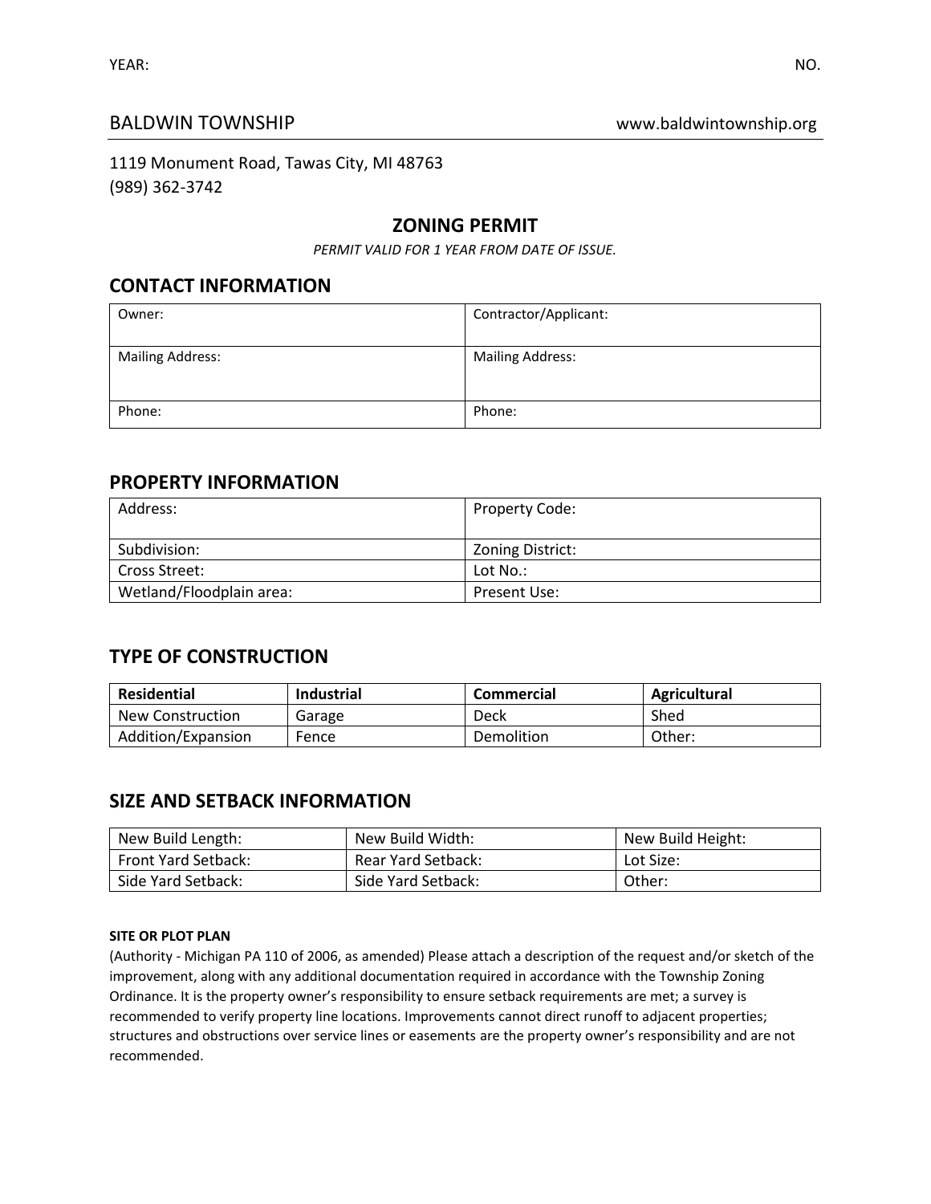YEAR: NO.

BALDWIN TOWNSHIP www.baldwintownship.org

1119 Monument Road, Tawas City, MI 48763
(989) 362-3742

## ZONING PERMIT

*PERMIT VALID FOR 1 YEAR FROM DATE OF ISSUE.*

## CONTACT INFORMATION

| Owner: | Contractor/Applicant: |
|---|---|
| Mailing Address: | Mailing Address: |
| Phone: | Phone: |

## PROPERTY INFORMATION

| Address: | Property Code: |
|---|---|
| Subdivision: | Zoning District: |
| Cross Street: | Lot No.: |
| Wetland/Floodplain area: | Present Use: |

## TYPE OF CONSTRUCTION

| **Residential** | **Industrial** | **Commercial** | **Agricultural** |
|---|---|---|---|
| New Construction | Garage | Deck | Shed |
| Addition/Expansion | Fence | Demolition | Other: |

## SIZE AND SETBACK INFORMATION

| New Build Length: | New Build Width: | New Build Height: |
|---|---|---|
| Front Yard Setback: | Rear Yard Setback: | Lot Size: |
| Side Yard Setback: | Side Yard Setback: | Other: |

**SITE OR PLOT PLAN**

(Authority - Michigan PA 110 of 2006, as amended) Please attach a description of the request and/or sketch of the improvement, along with any additional documentation required in accordance with the Township Zoning Ordinance. It is the property owner's responsibility to ensure setback requirements are met; a survey is recommended to verify property line locations. Improvements cannot direct runoff to adjacent properties; structures and obstructions over service lines or easements are the property owner's responsibility and are not recommended.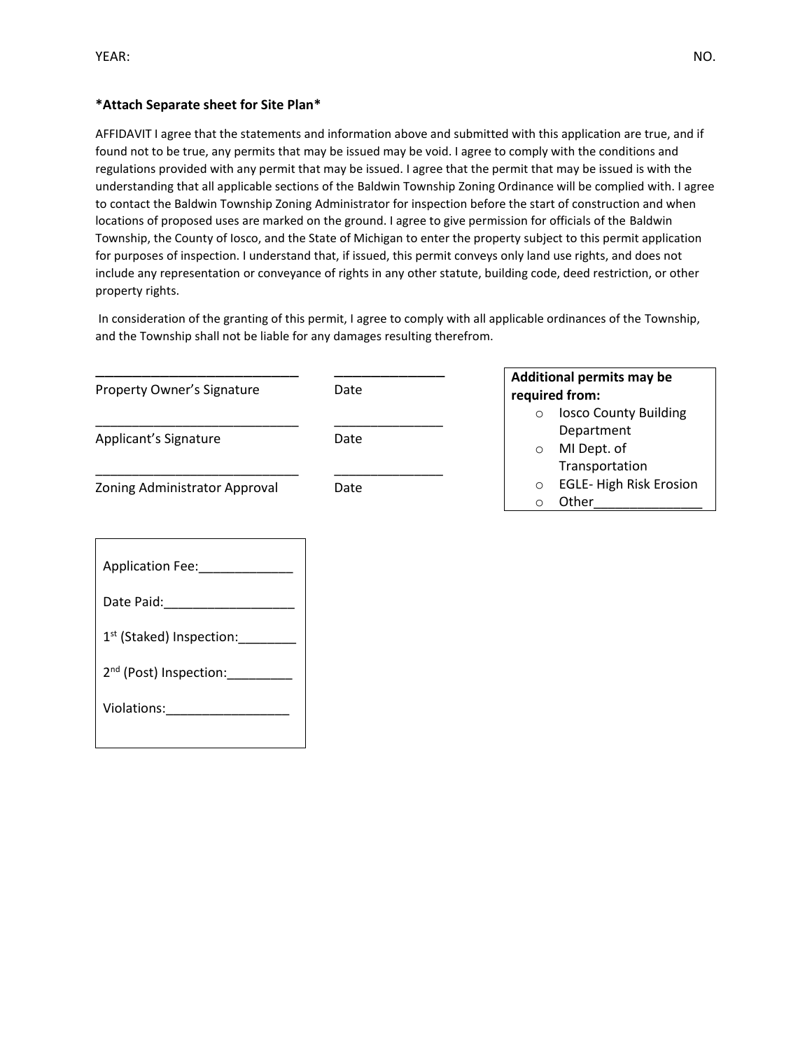YEAR: NO.

**\*Attach Separate sheet for Site Plan\***

AFFIDAVIT I agree that the statements and information above and submitted with this application are true, and if found not to be true, any permits that may be issued may be void. I agree to comply with the conditions and regulations provided with any permit that may be issued. I agree that the permit that may be issued is with the understanding that all applicable sections of the Baldwin Township Zoning Ordinance will be complied with. I agree to contact the Baldwin Township Zoning Administrator for inspection before the start of construction and when locations of proposed uses are marked on the ground. I agree to give permission for officials of the Baldwin Township, the County of Iosco, and the State of Michigan to enter the property subject to this permit application for purposes of inspection. I understand that, if issued, this permit conveys only land use rights, and does not include any representation or conveyance of rights in any other statute, building code, deed restriction, or other property rights.

In consideration of the granting of this permit, I agree to comply with all applicable ordinances of the Township, and the Township shall not be liable for any damages resulting therefrom.

____________________________ _______________
Property Owner's Signature Date

____________________________ _______________
Applicant's Signature Date

____________________________ _______________
Zoning Administrator Approval Date

**Additional permits may be required from:**

- Iosco County Building Department
- MI Dept. of Transportation
- EGLE- High Risk Erosion
- Other_______________

Application Fee:_____________

Date Paid:__________________

1st (Staked) Inspection:________

2nd (Post) Inspection:_________

Violations:_________________